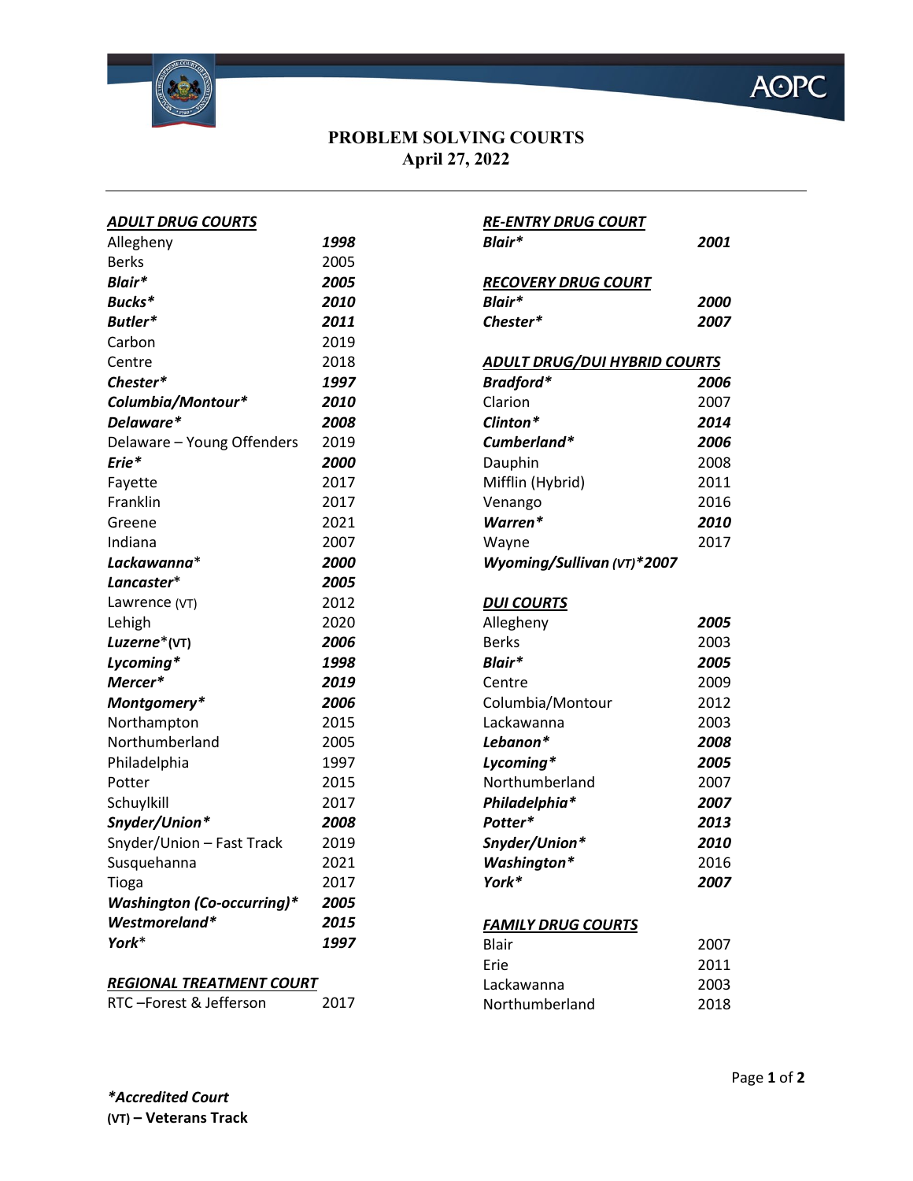# PROBLEM SOLVING COURTS

**April 27, 2022**

| ***ADULT DRUG COURTS*** | |
|---|---|
| Allegheny | ***1998*** |
| Berks | 2005 |
| ***Blair**** | ***2005*** |
| ***Bucks**** | ***2010*** |
| ***Butler**** | ***2011*** |
| Carbon | 2019 |
| Centre | 2018 |
| ***Chester**** | ***1997*** |
| ***Columbia/Montour**** | ***2010*** |
| ***Delaware**** | ***2008*** |
| Delaware – Young Offenders | 2019 |
| ***Erie**** | ***2000*** |
| Fayette | 2017 |
| Franklin | 2017 |
| Greene | 2021 |
| Indiana | 2007 |
| ***Lackawanna**** | ***2000*** |
| ***Lancaster**** | ***2005*** |
| Lawrence (VT) | 2012 |
| Lehigh | 2020 |
| ***Luzerne**** **(VT)** | ***2006*** |
| ***Lycoming**** | ***1998*** |
| ***Mercer**** | ***2019*** |
| ***Montgomery**** | ***2006*** |
| Northampton | 2015 |
| Northumberland | 2005 |
| Philadelphia | 1997 |
| Potter | 2015 |
| Schuylkill | 2017 |
| ***Snyder/Union**** | ***2008*** |
| Snyder/Union – Fast Track | 2019 |
| Susquehanna | 2021 |
| Tioga | 2017 |
| ***Washington (Co-occurring)**** | ***2005*** |
| ***Westmoreland**** | ***2015*** |
| ***York**** | ***1997*** |

| ***REGIONAL TREATMENT COURT*** | |
|---|---|
| RTC –Forest & Jefferson | 2017 |

| ***RE-ENTRY DRUG COURT*** | |
|---|---|
| ***Blair**** | ***2001*** |

| ***RECOVERY DRUG COURT*** | |
|---|---|
| ***Blair**** | ***2000*** |
| ***Chester**** | ***2007*** |

| ***ADULT DRUG/DUI HYBRID COURTS*** | |
|---|---|
| ***Bradford**** | ***2006*** |
| Clarion | 2007 |
| ***Clinton**** | ***2014*** |
| ***Cumberland**** | ***2006*** |
| Dauphin | 2008 |
| Mifflin (Hybrid) | 2011 |
| Venango | 2016 |
| ***Warren**** | ***2010*** |
| Wayne | 2017 |
| ***Wyoming/Sullivan (VT)**** | ***2007*** |

| ***DUI COURTS*** | |
|---|---|
| Allegheny | ***2005*** |
| Berks | 2003 |
| ***Blair**** | ***2005*** |
| Centre | 2009 |
| Columbia/Montour | 2012 |
| Lackawanna | 2003 |
| ***Lebanon**** | ***2008*** |
| ***Lycoming**** | ***2005*** |
| Northumberland | 2007 |
| ***Philadelphia**** | ***2007*** |
| ***Potter**** | ***2013*** |
| ***Snyder/Union**** | ***2010*** |
| ***Washington**** | 2016 |
| ***York**** | ***2007*** |

| ***FAMILY DRUG COURTS*** | |
|---|---|
| Blair | 2007 |
| Erie | 2011 |
| Lackawanna | 2003 |
| Northumberland | 2018 |

****Accredited Court***

**(VT) – Veterans Track**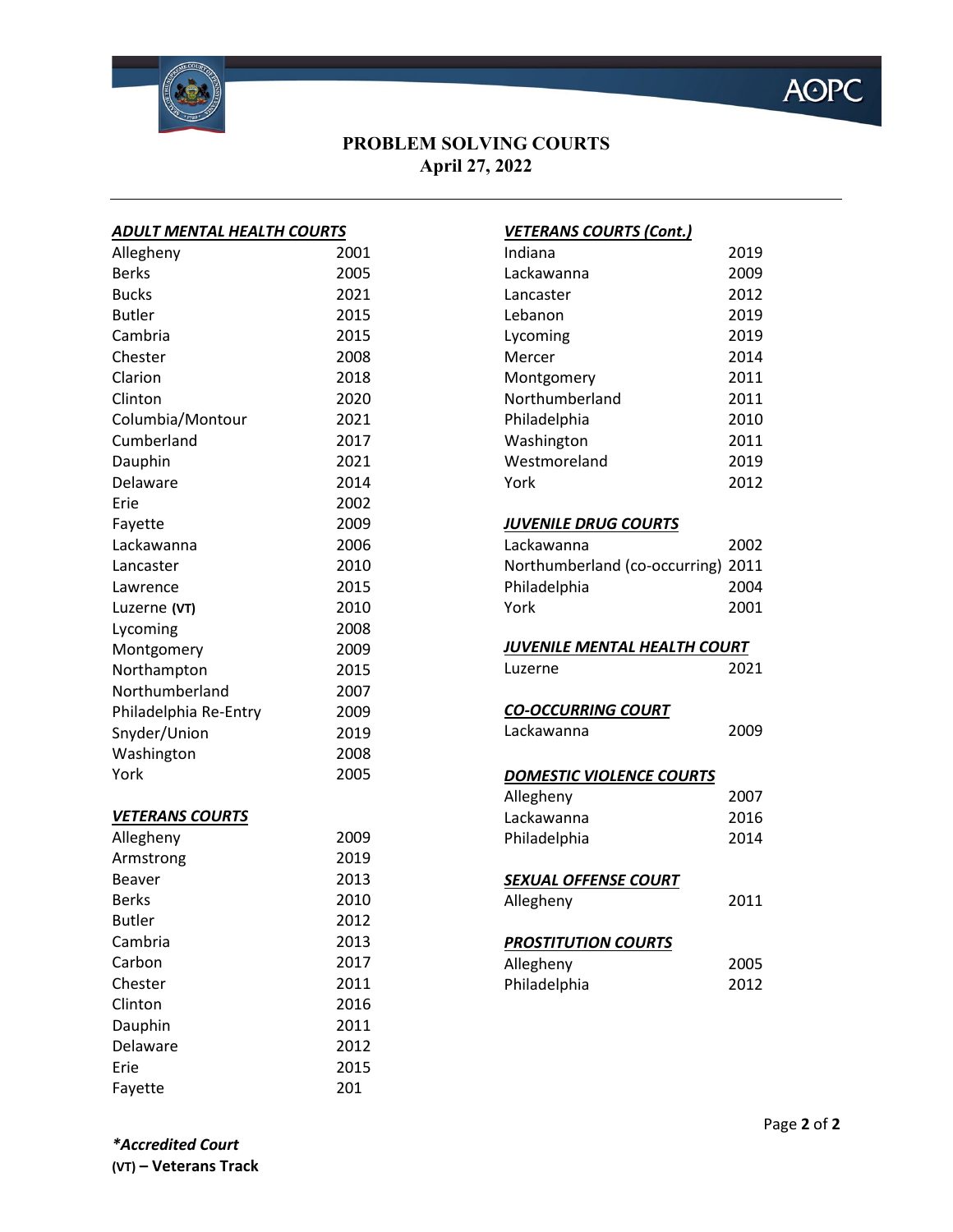# PROBLEM SOLVING COURTS
**April 27, 2022**

***ADULT MENTAL HEALTH COURTS***

| | |
|---|---|
| Allegheny | 2001 |
| Berks | 2005 |
| Bucks | 2021 |
| Butler | 2015 |
| Cambria | 2015 |
| Chester | 2008 |
| Clarion | 2018 |
| Clinton | 2020 |
| Columbia/Montour | 2021 |
| Cumberland | 2017 |
| Dauphin | 2021 |
| Delaware | 2014 |
| Erie | 2002 |
| Fayette | 2009 |
| Lackawanna | 2006 |
| Lancaster | 2010 |
| Lawrence | 2015 |
| Luzerne **(VT)** | 2010 |
| Lycoming | 2008 |
| Montgomery | 2009 |
| Northampton | 2015 |
| Northumberland | 2007 |
| Philadelphia Re-Entry | 2009 |
| Snyder/Union | 2019 |
| Washington | 2008 |
| York | 2005 |

***VETERANS COURTS***

| | |
|---|---|
| Allegheny | 2009 |
| Armstrong | 2019 |
| Beaver | 2013 |
| Berks | 2010 |
| Butler | 2012 |
| Cambria | 2013 |
| Carbon | 2017 |
| Chester | 2011 |
| Clinton | 2016 |
| Dauphin | 2011 |
| Delaware | 2012 |
| Erie | 2015 |
| Fayette | 201 |
| Indiana | 2019 |
| Lackawanna | 2009 |
| Lancaster | 2012 |
| Lebanon | 2019 |
| Lycoming | 2019 |
| Mercer | 2014 |
| Montgomery | 2011 |
| Northumberland | 2011 |
| Philadelphia | 2010 |
| Washington | 2011 |
| Westmoreland | 2019 |
| York | 2012 |

***JUVENILE DRUG COURTS***

| | |
|---|---|
| Lackawanna | 2002 |
| Northumberland (co-occurring) | 2011 |
| Philadelphia | 2004 |
| York | 2001 |

***JUVENILE MENTAL HEALTH COURT***

| | |
|---|---|
| Luzerne | 2021 |

***CO-OCCURRING COURT***

| | |
|---|---|
| Lackawanna | 2009 |

***DOMESTIC VIOLENCE COURTS***

| | |
|---|---|
| Allegheny | 2007 |
| Lackawanna | 2016 |
| Philadelphia | 2014 |

***SEXUAL OFFENSE COURT***

| | |
|---|---|
| Allegheny | 2011 |

***PROSTITUTION COURTS***

| | |
|---|---|
| Allegheny | 2005 |
| Philadelphia | 2012 |

***\*Accredited Court***
**(VT) – Veterans Track**